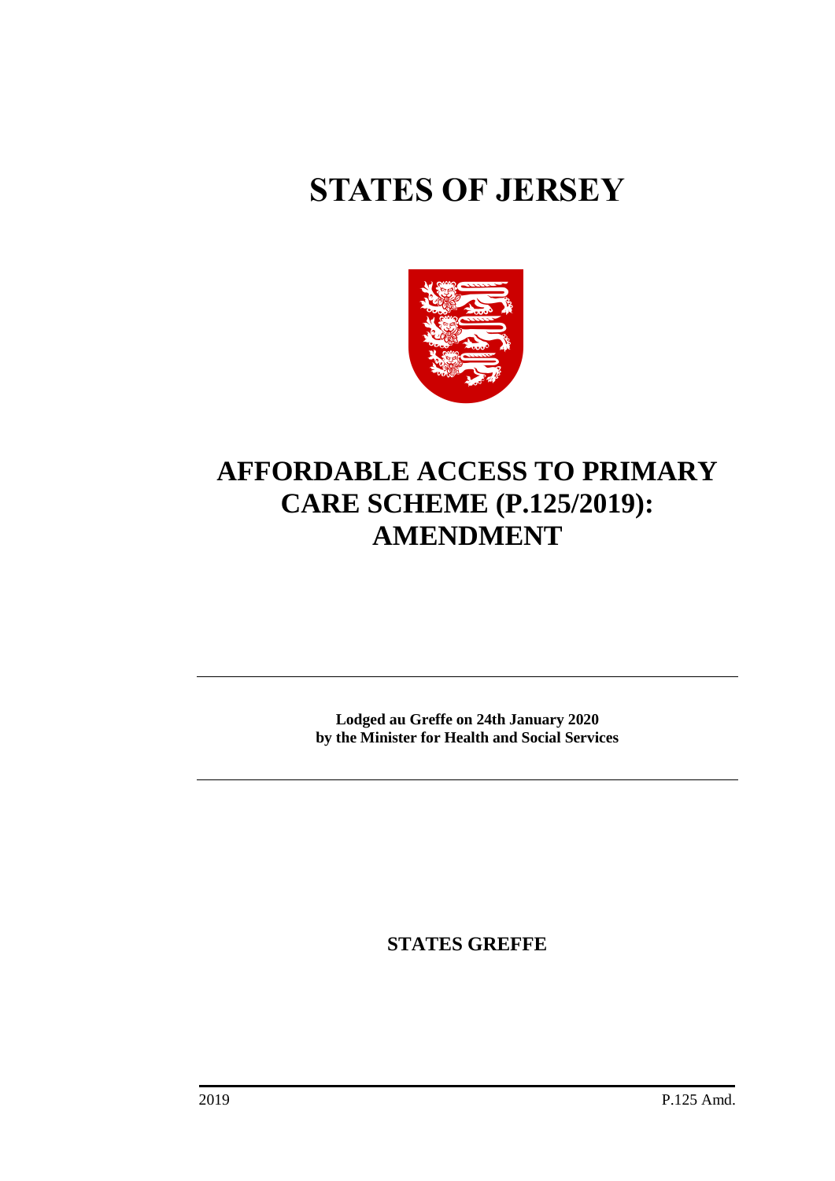# STATES OF JERSEY

## AFFORDABLE ACCESS TO PRIMARY CARE SCHEME (P.125/2019): AMENDMENT

**Lodged au Greffe on 24th January 2020**
**by the Minister for Health and Social Services**

**STATES GREFFE**

2019 P.125 Amd.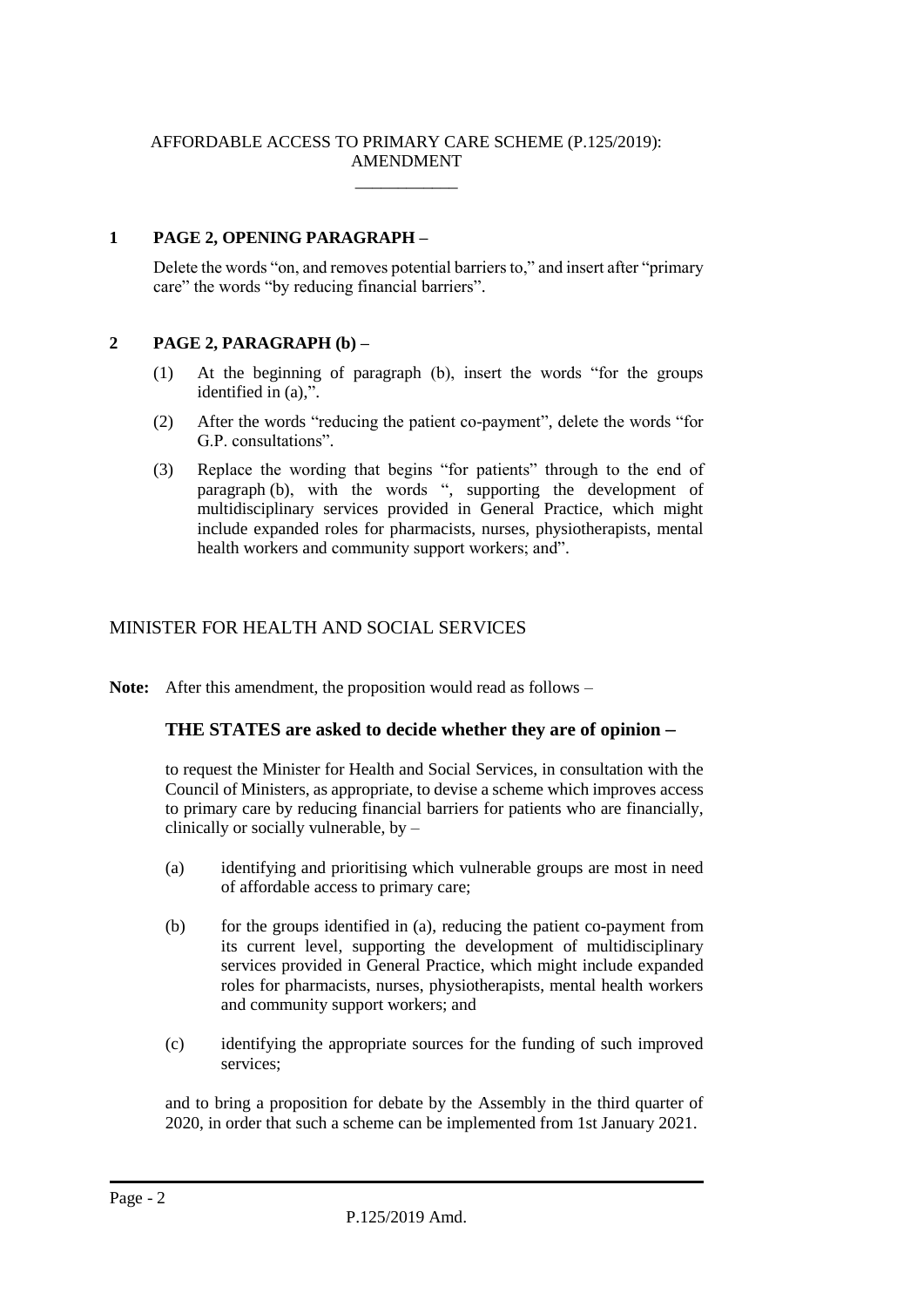AFFORDABLE ACCESS TO PRIMARY CARE SCHEME (P.125/2019): AMENDMENT

\_\_\_\_\_\_\_\_\_\_\_\_

**1 PAGE 2, OPENING PARAGRAPH –**

Delete the words "on, and removes potential barriers to," and insert after "primary care" the words "by reducing financial barriers".

**2 PAGE 2, PARAGRAPH (b) –**

(1) At the beginning of paragraph (b), insert the words "for the groups identified in (a),".

(2) After the words "reducing the patient co-payment", delete the words "for G.P. consultations".

(3) Replace the wording that begins "for patients" through to the end of paragraph (b), with the words ", supporting the development of multidisciplinary services provided in General Practice, which might include expanded roles for pharmacists, nurses, physiotherapists, mental health workers and community support workers; and".

MINISTER FOR HEALTH AND SOCIAL SERVICES

**Note:** After this amendment, the proposition would read as follows –

**THE STATES are asked to decide whether they are of opinion −**

to request the Minister for Health and Social Services, in consultation with the Council of Ministers, as appropriate, to devise a scheme which improves access to primary care by reducing financial barriers for patients who are financially, clinically or socially vulnerable, by –

(a) identifying and prioritising which vulnerable groups are most in need of affordable access to primary care;

(b) for the groups identified in (a), reducing the patient co-payment from its current level, supporting the development of multidisciplinary services provided in General Practice, which might include expanded roles for pharmacists, nurses, physiotherapists, mental health workers and community support workers; and

(c) identifying the appropriate sources for the funding of such improved services;

and to bring a proposition for debate by the Assembly in the third quarter of 2020, in order that such a scheme can be implemented from 1st January 2021.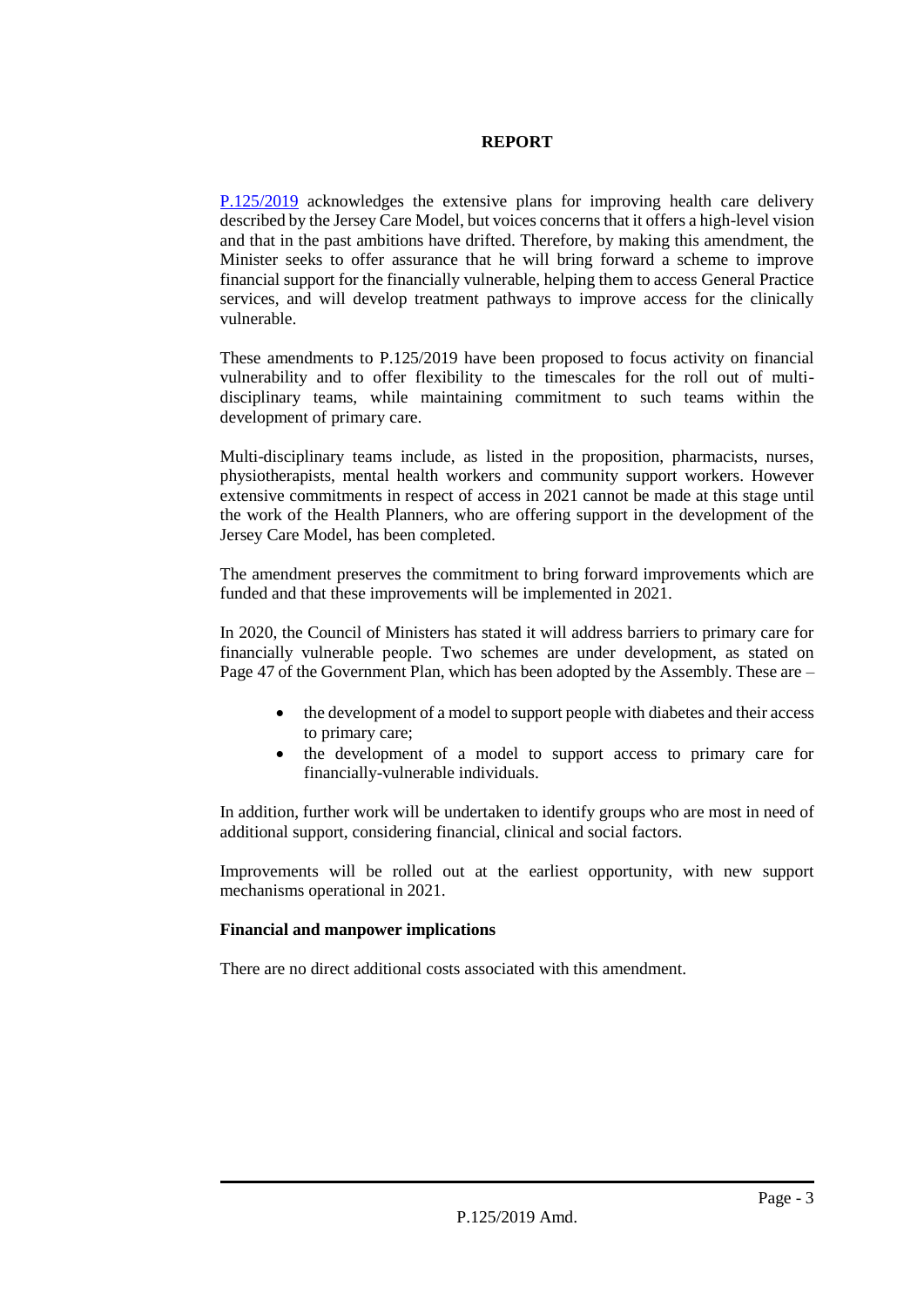## REPORT

P.125/2019 acknowledges the extensive plans for improving health care delivery described by the Jersey Care Model, but voices concerns that it offers a high-level vision and that in the past ambitions have drifted. Therefore, by making this amendment, the Minister seeks to offer assurance that he will bring forward a scheme to improve financial support for the financially vulnerable, helping them to access General Practice services, and will develop treatment pathways to improve access for the clinically vulnerable.

These amendments to P.125/2019 have been proposed to focus activity on financial vulnerability and to offer flexibility to the timescales for the roll out of multi-disciplinary teams, while maintaining commitment to such teams within the development of primary care.

Multi-disciplinary teams include, as listed in the proposition, pharmacists, nurses, physiotherapists, mental health workers and community support workers. However extensive commitments in respect of access in 2021 cannot be made at this stage until the work of the Health Planners, who are offering support in the development of the Jersey Care Model, has been completed.

The amendment preserves the commitment to bring forward improvements which are funded and that these improvements will be implemented in 2021.

In 2020, the Council of Ministers has stated it will address barriers to primary care for financially vulnerable people. Two schemes are under development, as stated on Page 47 of the Government Plan, which has been adopted by the Assembly. These are –

- the development of a model to support people with diabetes and their access to primary care;
- the development of a model to support access to primary care for financially-vulnerable individuals.

In addition, further work will be undertaken to identify groups who are most in need of additional support, considering financial, clinical and social factors.

Improvements will be rolled out at the earliest opportunity, with new support mechanisms operational in 2021.

**Financial and manpower implications**

There are no direct additional costs associated with this amendment.